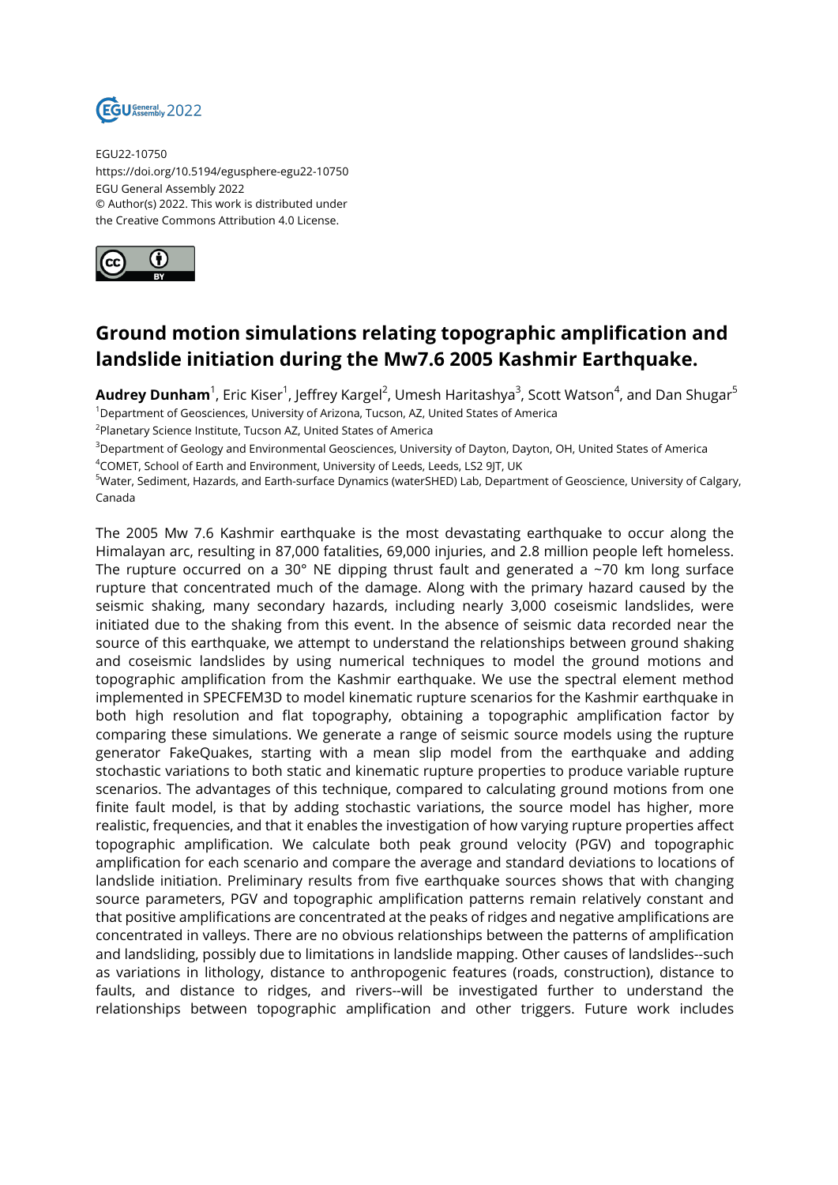EGU22-10750
https://doi.org/10.5194/egusphere-egu22-10750
EGU General Assembly 2022
© Author(s) 2022. This work is distributed under
the Creative Commons Attribution 4.0 License.

# Ground motion simulations relating topographic amplification and landslide initiation during the Mw7.6 2005 Kashmir Earthquake.

**Audrey Dunham**[1], Eric Kiser[1], Jeffrey Kargel[2], Umesh Haritashya[3], Scott Watson[4], and Dan Shugar[5]

[1]Department of Geosciences, University of Arizona, Tucson, AZ, United States of America
[2]Planetary Science Institute, Tucson AZ, United States of America
[3]Department of Geology and Environmental Geosciences, University of Dayton, Dayton, OH, United States of America
[4]COMET, School of Earth and Environment, University of Leeds, Leeds, LS2 9JT, UK
[5]Water, Sediment, Hazards, and Earth-surface Dynamics (waterSHED) Lab, Department of Geoscience, University of Calgary, Canada

The 2005 Mw 7.6 Kashmir earthquake is the most devastating earthquake to occur along the Himalayan arc, resulting in 87,000 fatalities, 69,000 injuries, and 2.8 million people left homeless. The rupture occurred on a 30° NE dipping thrust fault and generated a ~70 km long surface rupture that concentrated much of the damage. Along with the primary hazard caused by the seismic shaking, many secondary hazards, including nearly 3,000 coseismic landslides, were initiated due to the shaking from this event. In the absence of seismic data recorded near the source of this earthquake, we attempt to understand the relationships between ground shaking and coseismic landslides by using numerical techniques to model the ground motions and topographic amplification from the Kashmir earthquake. We use the spectral element method implemented in SPECFEM3D to model kinematic rupture scenarios for the Kashmir earthquake in both high resolution and flat topography, obtaining a topographic amplification factor by comparing these simulations. We generate a range of seismic source models using the rupture generator FakeQuakes, starting with a mean slip model from the earthquake and adding stochastic variations to both static and kinematic rupture properties to produce variable rupture scenarios. The advantages of this technique, compared to calculating ground motions from one finite fault model, is that by adding stochastic variations, the source model has higher, more realistic, frequencies, and that it enables the investigation of how varying rupture properties affect topographic amplification. We calculate both peak ground velocity (PGV) and topographic amplification for each scenario and compare the average and standard deviations to locations of landslide initiation. Preliminary results from five earthquake sources shows that with changing source parameters, PGV and topographic amplification patterns remain relatively constant and that positive amplifications are concentrated at the peaks of ridges and negative amplifications are concentrated in valleys. There are no obvious relationships between the patterns of amplification and landsliding, possibly due to limitations in landslide mapping. Other causes of landslides--such as variations in lithology, distance to anthropogenic features (roads, construction), distance to faults, and distance to ridges, and rivers--will be investigated further to understand the relationships between topographic amplification and other triggers. Future work includes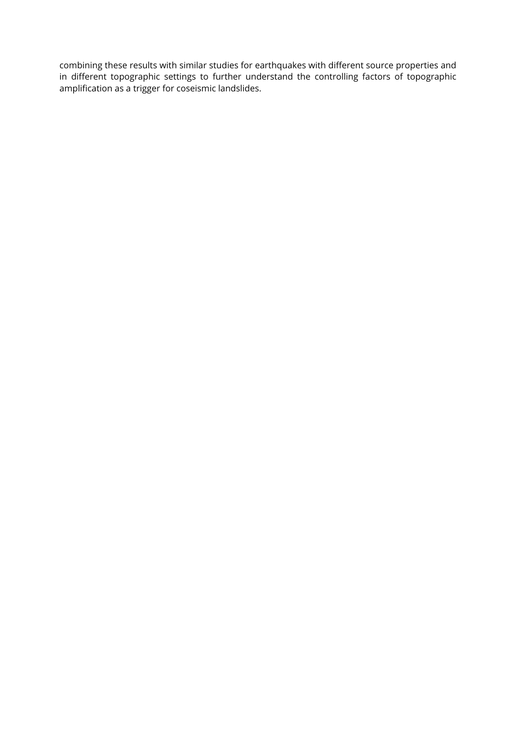combining these results with similar studies for earthquakes with different source properties and in different topographic settings to further understand the controlling factors of topographic amplification as a trigger for coseismic landslides.